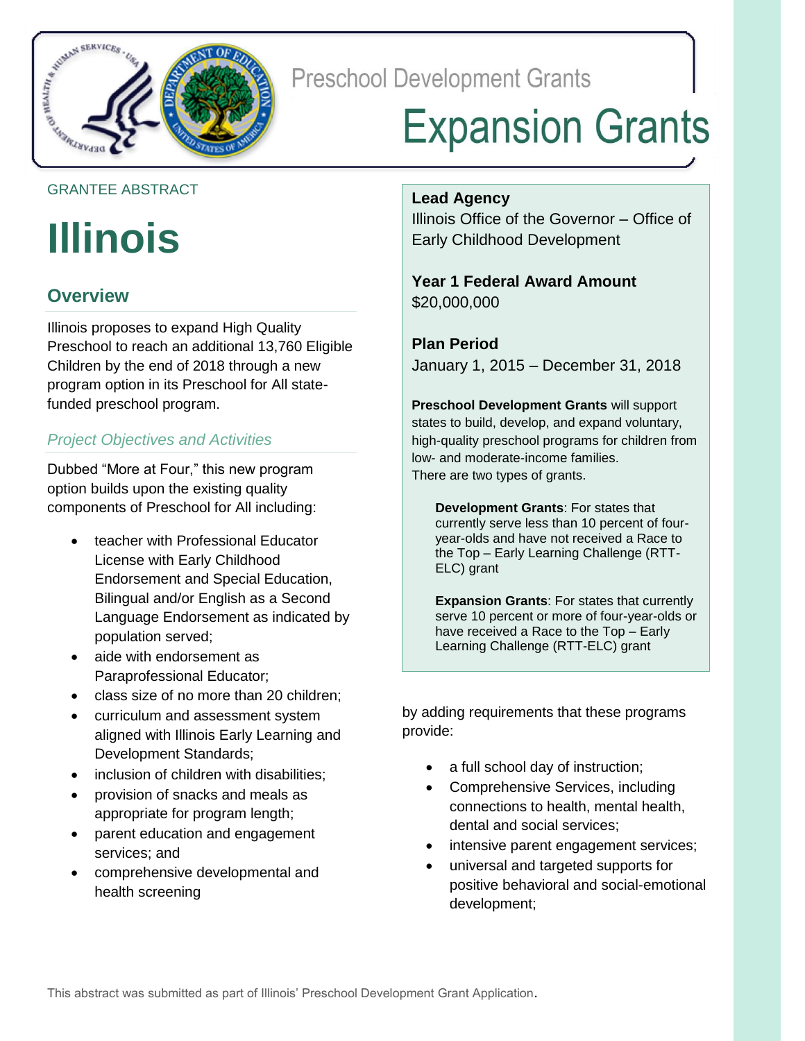Preschool Development Grants

# Expansion Grants

GRANTEE ABSTRACT

# Illinois

## Overview

Illinois proposes to expand High Quality Preschool to reach an additional 13,760 Eligible Children by the end of 2018 through a new program option in its Preschool for All state-funded preschool program.

### *Project Objectives and Activities*

Dubbed "More at Four," this new program option builds upon the existing quality components of Preschool for All including:

- teacher with Professional Educator License with Early Childhood Endorsement and Special Education, Bilingual and/or English as a Second Language Endorsement as indicated by population served;
- aide with endorsement as Paraprofessional Educator;
- class size of no more than 20 children;
- curriculum and assessment system aligned with Illinois Early Learning and Development Standards;
- inclusion of children with disabilities;
- provision of snacks and meals as appropriate for program length;
- parent education and engagement services; and
- comprehensive developmental and health screening

by adding requirements that these programs provide:

- a full school day of instruction;
- Comprehensive Services, including connections to health, mental health, dental and social services;
- intensive parent engagement services;
- universal and targeted supports for positive behavioral and social-emotional development;

**Lead Agency**
Illinois Office of the Governor – Office of Early Childhood Development

**Year 1 Federal Award Amount**
$20,000,000

**Plan Period**
January 1, 2015 – December 31, 2018

**Preschool Development Grants** will support states to build, develop, and expand voluntary, high-quality preschool programs for children from low- and moderate-income families.
There are two types of grants.

**Development Grants**: For states that currently serve less than 10 percent of four-year-olds and have not received a Race to the Top – Early Learning Challenge (RTT-ELC) grant

**Expansion Grants**: For states that currently serve 10 percent or more of four-year-olds or have received a Race to the Top – Early Learning Challenge (RTT-ELC) grant

This abstract was submitted as part of Illinois' Preschool Development Grant Application.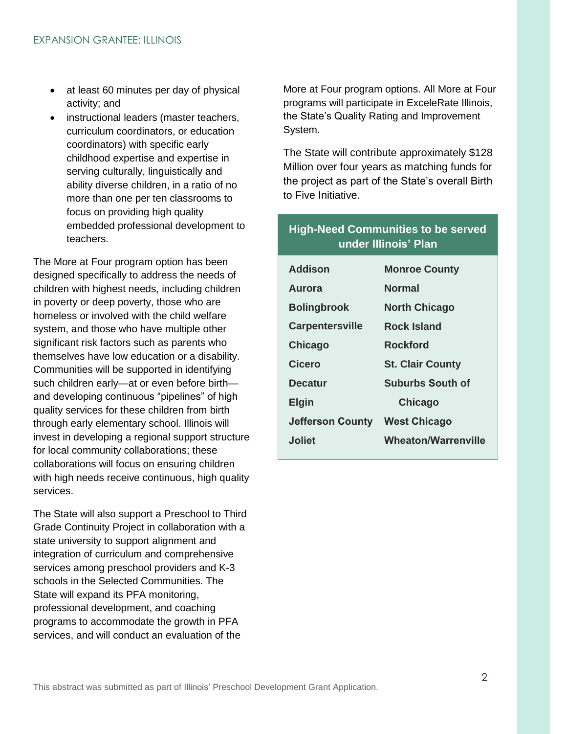- at least 60 minutes per day of physical activity; and
- instructional leaders (master teachers, curriculum coordinators, or education coordinators) with specific early childhood expertise and expertise in serving culturally, linguistically and ability diverse children, in a ratio of no more than one per ten classrooms to focus on providing high quality embedded professional development to teachers.

The More at Four program option has been designed specifically to address the needs of children with highest needs, including children in poverty or deep poverty, those who are homeless or involved with the child welfare system, and those who have multiple other significant risk factors such as parents who themselves have low education or a disability. Communities will be supported in identifying such children early—at or even before birth—and developing continuous "pipelines" of high quality services for these children from birth through early elementary school. Illinois will invest in developing a regional support structure for local community collaborations; these collaborations will focus on ensuring children with high needs receive continuous, high quality services.

The State will also support a Preschool to Third Grade Continuity Project in collaboration with a state university to support alignment and integration of curriculum and comprehensive services among preschool providers and K-3 schools in the Selected Communities. The State will expand its PFA monitoring, professional development, and coaching programs to accommodate the growth in PFA services, and will conduct an evaluation of the More at Four program options. All More at Four programs will participate in ExceleRate Illinois, the State's Quality Rating and Improvement System.

The State will contribute approximately $128 Million over four years as matching funds for the project as part of the State's overall Birth to Five Initiative.

| High-Need Communities to be served under Illinois' Plan | |
|---|---|
| **Addison** | **Monroe County** |
| **Aurora** | **Normal** |
| **Bolingbrook** | **North Chicago** |
| **Carpentersville** | **Rock Island** |
| **Chicago** | **Rockford** |
| **Cicero** | **St. Clair County** |
| **Decatur** | **Suburbs South of Chicago** |
| **Elgin** | |
| **Jefferson County** | **West Chicago** |
| **Joliet** | **Wheaton/Warrenville** |

This abstract was submitted as part of Illinois' Preschool Development Grant Application.